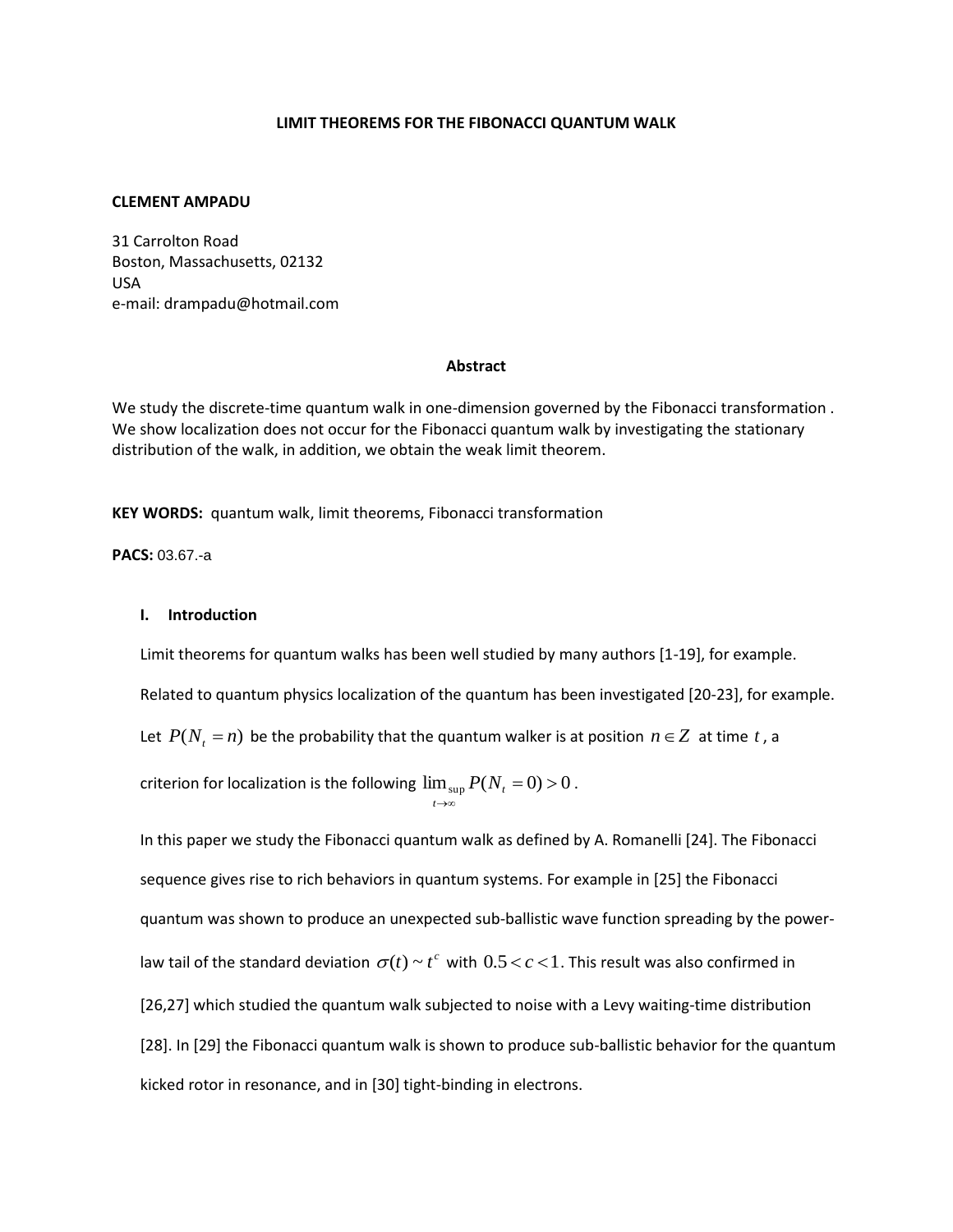# LIMIT THEOREMS FOR THE FIBONACCI QUANTUM WALK

**CLEMENT AMPADU**

31 Carrolton Road
Boston, Massachusetts, 02132
USA
e-mail: drampadu@hotmail.com

### Abstract

We study the discrete-time quantum walk in one-dimension governed by the Fibonacci transformation . We show localization does not occur for the Fibonacci quantum walk by investigating the stationary distribution of the walk, in addition, we obtain the weak limit theorem.

**KEY WORDS:** quantum walk, limit theorems, Fibonacci transformation

**PACS:** 03.67.-a

## I. Introduction

Limit theorems for quantum walks has been well studied by many authors [1-19], for example. Related to quantum physics localization of the quantum has been investigated [20-23], for example. Let $P(N_t = n)$ be the probability that the quantum walker is at position $n \in Z$ at time $t$, a criterion for localization is the following $\lim_{t\to\infty}\sup P(N_t = 0) > 0$.

In this paper we study the Fibonacci quantum walk as defined by A. Romanelli [24]. The Fibonacci sequence gives rise to rich behaviors in quantum systems. For example in [25] the Fibonacci quantum was shown to produce an unexpected sub-ballistic wave function spreading by the power-law tail of the standard deviation $\sigma(t) \sim t^c$ with $0.5 < c < 1$. This result was also confirmed in [26,27] which studied the quantum walk subjected to noise with a Levy waiting-time distribution [28]. In [29] the Fibonacci quantum walk is shown to produce sub-ballistic behavior for the quantum kicked rotor in resonance, and in [30] tight-binding in electrons.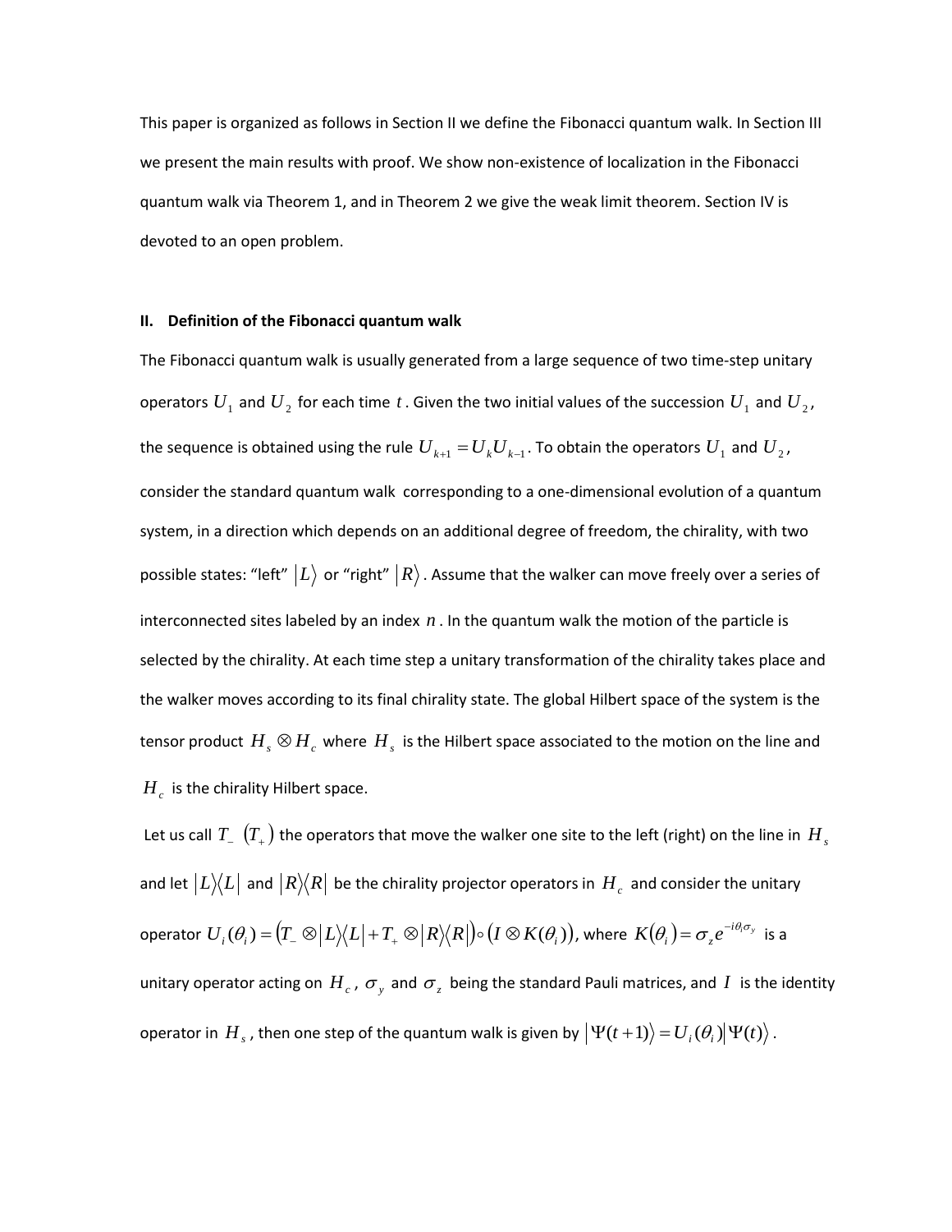This paper is organized as follows in Section II we define the Fibonacci quantum walk. In Section III we present the main results with proof. We show non-existence of localization in the Fibonacci quantum walk via Theorem 1, and in Theorem 2 we give the weak limit theorem. Section IV is devoted to an open problem.

## II. Definition of the Fibonacci quantum walk

The Fibonacci quantum walk is usually generated from a large sequence of two time-step unitary operators $U_1$ and $U_2$ for each time $t$. Given the two initial values of the succession $U_1$ and $U_2$, the sequence is obtained using the rule $U_{k+1} = U_k U_{k-1}$. To obtain the operators $U_1$ and $U_2$, consider the standard quantum walk corresponding to a one-dimensional evolution of a quantum system, in a direction which depends on an additional degree of freedom, the chirality, with two possible states: "left" $|L\rangle$ or "right" $|R\rangle$. Assume that the walker can move freely over a series of interconnected sites labeled by an index $n$. In the quantum walk the motion of the particle is selected by the chirality. At each time step a unitary transformation of the chirality takes place and the walker moves according to its final chirality state. The global Hilbert space of the system is the tensor product $H_s \otimes H_c$ where $H_s$ is the Hilbert space associated to the motion on the line and $H_c$ is the chirality Hilbert space.

Let us call $T_-$ $(T_+)$ the operators that move the walker one site to the left (right) on the line in $H_s$ and let $|L\rangle\langle L|$ and $|R\rangle\langle R|$ be the chirality projector operators in $H_c$ and consider the unitary operator $U_i(\theta_i) = \left(T_- \otimes |L\rangle\langle L| + T_+ \otimes |R\rangle\langle R|\right) \circ \left(I \otimes K(\theta_i)\right)$, where $K(\theta_i) = \sigma_z e^{-i\theta_i \sigma_y}$ is a unitary operator acting on $H_c$, $\sigma_y$ and $\sigma_z$ being the standard Pauli matrices, and $I$ is the identity operator in $H_s$, then one step of the quantum walk is given by $|\Psi(t+1)\rangle = U_i(\theta_i)|\Psi(t)\rangle$.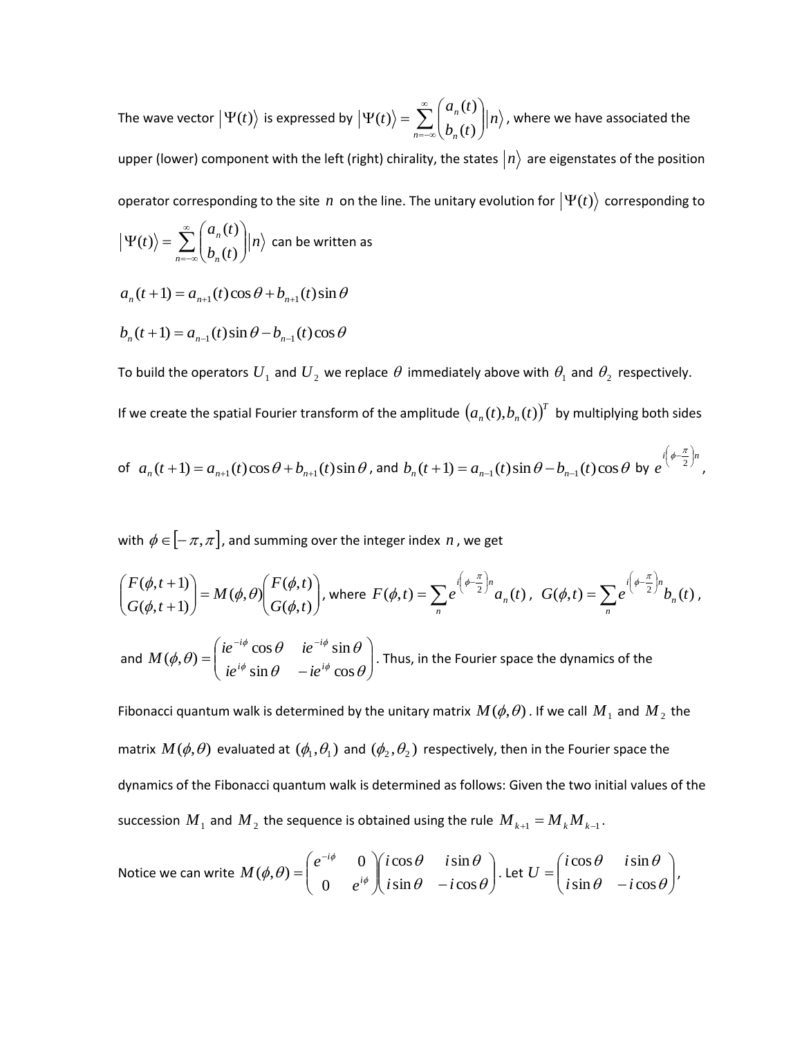The wave vector $\left|\Psi(t)\right\rangle$ is expressed by $\left|\Psi(t)\right\rangle = \sum_{n=-\infty}^{\infty}\begin{pmatrix} a_n(t) \\ b_n(t) \end{pmatrix}\left|n\right\rangle$, where we have associated the upper (lower) component with the left (right) chirality, the states $\left|n\right\rangle$ are eigenstates of the position operator corresponding to the site $n$ on the line. The unitary evolution for $\left|\Psi(t)\right\rangle$ corresponding to $\left|\Psi(t)\right\rangle = \sum_{n=-\infty}^{\infty}\begin{pmatrix} a_n(t) \\ b_n(t) \end{pmatrix}\left|n\right\rangle$ can be written as

$$a_n(t+1) = a_{n+1}(t)\cos\theta + b_{n+1}(t)\sin\theta$$

$$b_n(t+1) = a_{n-1}(t)\sin\theta - b_{n-1}(t)\cos\theta$$

To build the operators $U_1$ and $U_2$ we replace $\theta$ immediately above with $\theta_1$ and $\theta_2$ respectively. If we create the spatial Fourier transform of the amplitude $(a_n(t), b_n(t))^T$ by multiplying both sides of $a_n(t+1) = a_{n+1}(t)\cos\theta + b_{n+1}(t)\sin\theta$, and $b_n(t+1) = a_{n-1}(t)\sin\theta - b_{n-1}(t)\cos\theta$ by $e^{i\left(\phi - \frac{\pi}{2}\right)n}$, with $\phi \in [-\pi, \pi]$, and summing over the integer index $n$, we get

$$\begin{pmatrix} F(\phi, t+1) \\ G(\phi, t+1) \end{pmatrix} = M(\phi,\theta)\begin{pmatrix} F(\phi,t) \\ G(\phi,t) \end{pmatrix}$$, where $F(\phi,t) = \sum_n e^{i\left(\phi - \frac{\pi}{2}\right)n} a_n(t)$, $G(\phi,t) = \sum_n e^{i\left(\phi - \frac{\pi}{2}\right)n} b_n(t)$,

and $M(\phi,\theta) = \begin{pmatrix} ie^{-i\phi}\cos\theta & ie^{-i\phi}\sin\theta \\ ie^{i\phi}\sin\theta & -ie^{i\phi}\cos\theta \end{pmatrix}$. Thus, in the Fourier space the dynamics of the Fibonacci quantum walk is determined by the unitary matrix $M(\phi,\theta)$. If we call $M_1$ and $M_2$ the matrix $M(\phi,\theta)$ evaluated at $(\phi_1,\theta_1)$ and $(\phi_2,\theta_2)$ respectively, then in the Fourier space the dynamics of the Fibonacci quantum walk is determined as follows: Given the two initial values of the succession $M_1$ and $M_2$ the sequence is obtained using the rule $M_{k+1} = M_k M_{k-1}$.

Notice we can write $M(\phi,\theta) = \begin{pmatrix} e^{-i\phi} & 0 \\ 0 & e^{i\phi} \end{pmatrix}\begin{pmatrix} i\cos\theta & i\sin\theta \\ i\sin\theta & -i\cos\theta \end{pmatrix}$. Let $U = \begin{pmatrix} i\cos\theta & i\sin\theta \\ i\sin\theta & -i\cos\theta \end{pmatrix}$,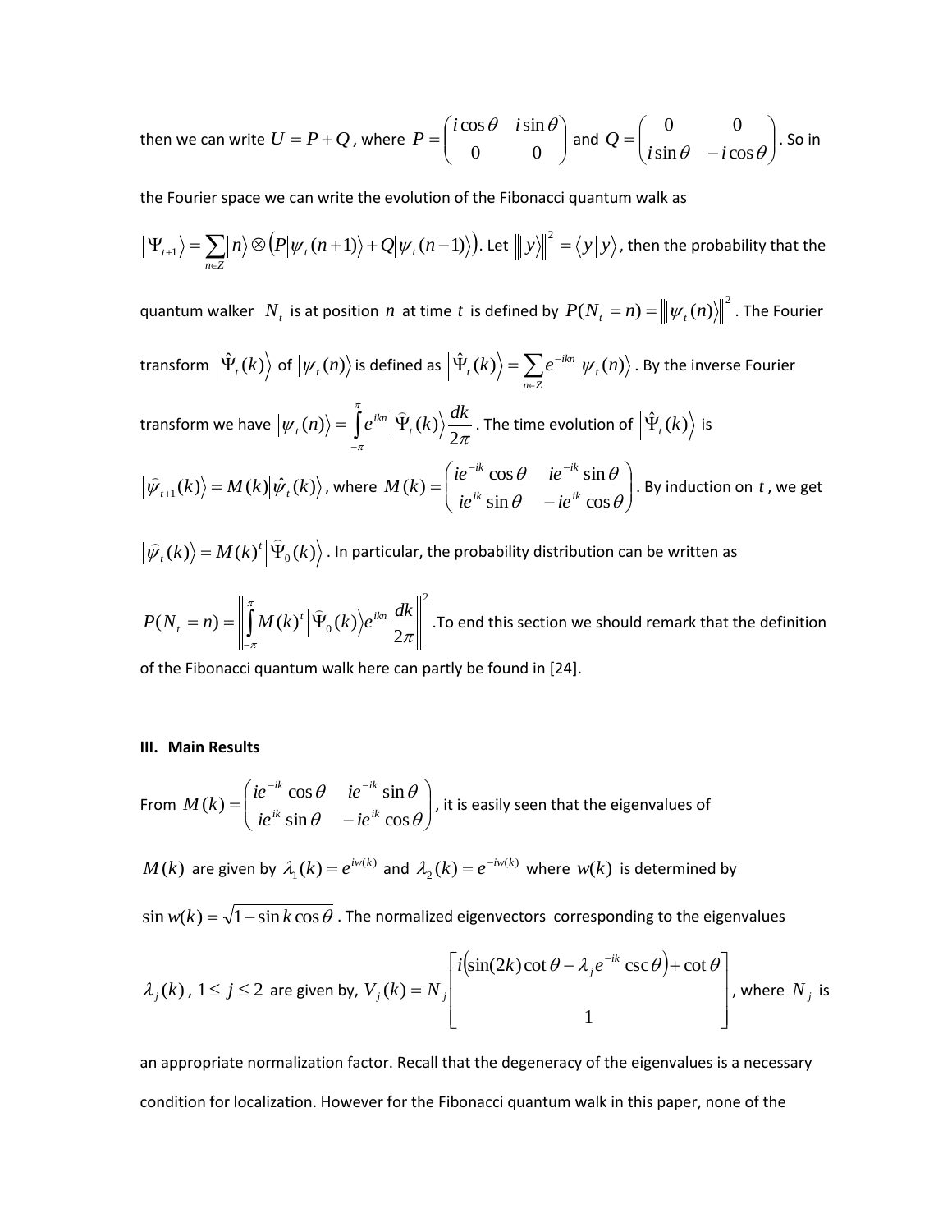then we can write $U = P + Q$, where $P = \begin{pmatrix} i\cos\theta & i\sin\theta \\ 0 & 0 \end{pmatrix}$ and $Q = \begin{pmatrix} 0 & 0 \\ i\sin\theta & -i\cos\theta \end{pmatrix}$. So in the Fourier space we can write the evolution of the Fibonacci quantum walk as

$|\Psi_{t+1}\rangle = \sum_{n\in Z} |n\rangle \otimes \left(P|\psi_t(n+1)\rangle + Q|\psi_t(n-1)\rangle\right)$. Let $\||y\rangle\|^2 = \langle y|y\rangle$, then the probability that the quantum walker $N_t$ is at position $n$ at time $t$ is defined by $P(N_t = n) = \||\psi_t(n)\rangle\|^2$. The Fourier transform $|\hat{\Psi}_t(k)\rangle$ of $|\psi_t(n)\rangle$ is defined as $|\hat{\Psi}_t(k)\rangle = \sum_{n\in Z} e^{-ikn}|\psi_t(n)\rangle$. By the inverse Fourier transform we have $|\psi_t(n)\rangle = \int_{-\pi}^{\pi} e^{ikn}|\hat{\Psi}_t(k)\rangle \frac{dk}{2\pi}$. The time evolution of $|\hat{\Psi}_t(k)\rangle$ is

$|\hat{\psi}_{t+1}(k)\rangle = M(k)|\hat{\psi}_t(k)\rangle$, where $M(k) = \begin{pmatrix} ie^{-ik}\cos\theta & ie^{-ik}\sin\theta \\ ie^{ik}\sin\theta & -ie^{ik}\cos\theta \end{pmatrix}$. By induction on $t$, we get

$|\hat{\psi}_t(k)\rangle = M(k)^t|\hat{\Psi}_0(k)\rangle$. In particular, the probability distribution can be written as

$P(N_t = n) = \left\| \int_{-\pi}^{\pi} M(k)^t |\hat{\Psi}_0(k)\rangle e^{ikn} \frac{dk}{2\pi} \right\|^2$. To end this section we should remark that the definition of the Fibonacci quantum walk here can partly be found in [24].

## III. Main Results

From $M(k) = \begin{pmatrix} ie^{-ik}\cos\theta & ie^{-ik}\sin\theta \\ ie^{ik}\sin\theta & -ie^{ik}\cos\theta \end{pmatrix}$, it is easily seen that the eigenvalues of

$M(k)$ are given by $\lambda_1(k) = e^{iw(k)}$ and $\lambda_2(k) = e^{-iw(k)}$ where $w(k)$ is determined by

$\sin w(k) = \sqrt{1 - \sin k \cos\theta}$. The normalized eigenvectors corresponding to the eigenvalues

$\lambda_j(k)$, $1 \le j \le 2$ are given by, $V_j(k) = N_j \begin{bmatrix} i\left(\sin(2k)\cot\theta - \lambda_j e^{-ik}\csc\theta\right) + \cot\theta \\ 1 \end{bmatrix}$, where $N_j$ is an appropriate normalization factor. Recall that the degeneracy of the eigenvalues is a necessary condition for localization. However for the Fibonacci quantum walk in this paper, none of the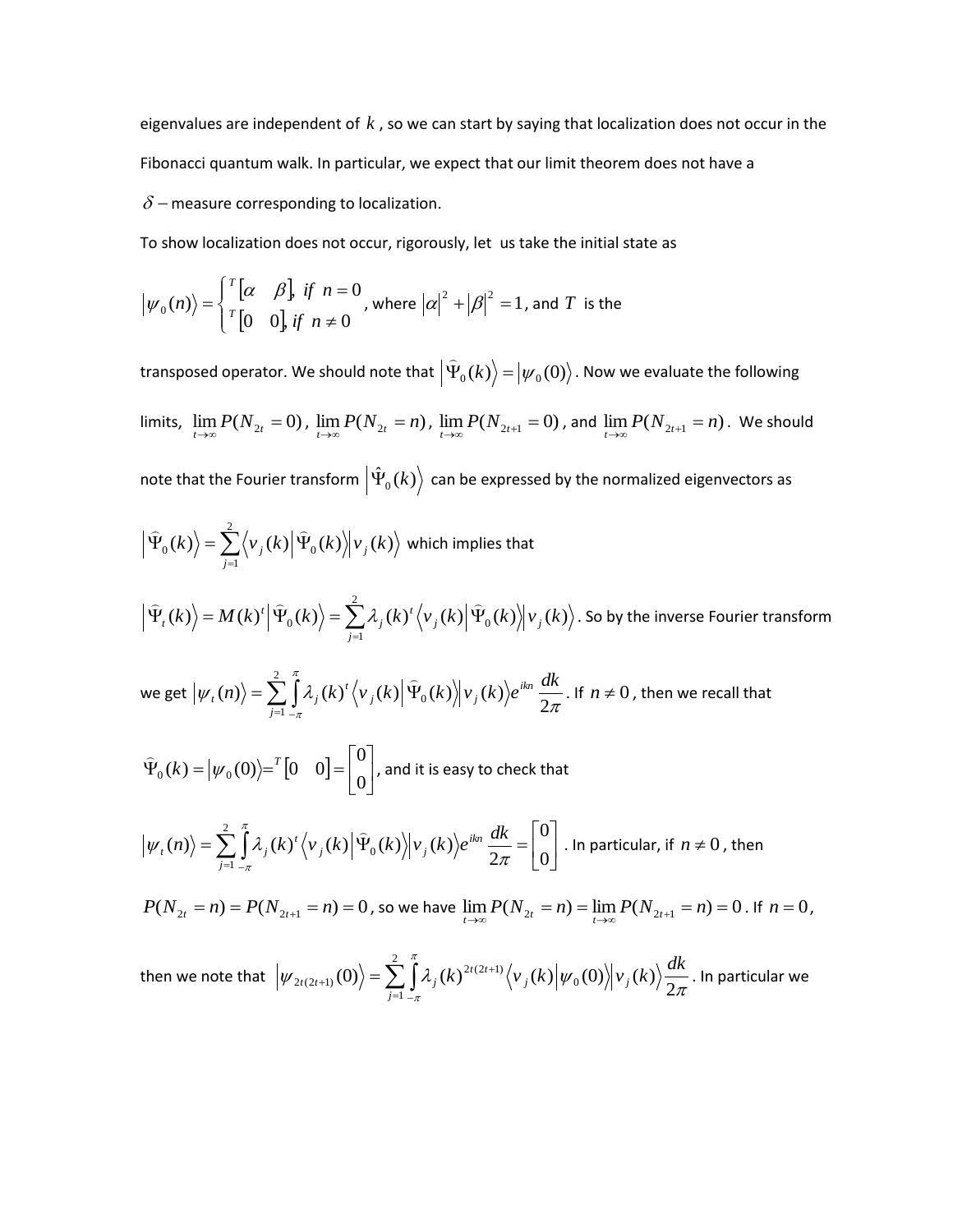eigenvalues are independent of $k$, so we can start by saying that localization does not occur in the Fibonacci quantum walk. In particular, we expect that our limit theorem does not have a $\delta -$measure corresponding to localization.

To show localization does not occur, rigorously, let us take the initial state as

$$|\psi_0(n)\rangle = \begin{cases} {}^T[\alpha \quad \beta], \; if \;\; n = 0 \\ {}^T[0 \quad 0], if \;\; n \neq 0 \end{cases}$$

, where $|\alpha|^2 + |\beta|^2 = 1$, and $T$ is the transposed operator. We should note that $\left|\widehat{\Psi}_0(k)\right\rangle = |\psi_0(0)\rangle$. Now we evaluate the following limits, $\lim_{t\to\infty} P(N_{2t} = 0)$, $\lim_{t\to\infty} P(N_{2t} = n)$, $\lim_{t\to\infty} P(N_{2t+1} = 0)$, and $\lim_{t\to\infty} P(N_{2t+1} = n)$. We should note that the Fourier transform $\left|\hat{\Psi}_0(k)\right\rangle$ can be expressed by the normalized eigenvectors as

$$\left|\widehat{\Psi}_0(k)\right\rangle = \sum_{j=1}^{2} \left\langle v_j(k) \middle| \widehat{\Psi}_0(k)\right\rangle \left|v_j(k)\right\rangle$$

which implies that

$$\left|\widehat{\Psi}_t(k)\right\rangle = M(k)^t \left|\widehat{\Psi}_0(k)\right\rangle = \sum_{j=1}^{2} \lambda_j(k)^t \left\langle v_j(k) \middle| \widehat{\Psi}_0(k)\right\rangle \left|v_j(k)\right\rangle$$

. So by the inverse Fourier transform we get $|\psi_t(n)\rangle = \sum_{j=1}^{2} \int_{-\pi}^{\pi} \lambda_j(k)^t \left\langle v_j(k) \middle| \widehat{\Psi}_0(k)\right\rangle \left|v_j(k)\right\rangle e^{ikn} \frac{dk}{2\pi}$. If $n \neq 0$, then we recall that

$$\widehat{\Psi}_0(k) = |\psi_0(0)\rangle = {}^T[0 \quad 0] = \begin{bmatrix} 0 \\ 0 \end{bmatrix}$$

, and it is easy to check that

$$|\psi_t(n)\rangle = \sum_{j=1}^{2} \int_{-\pi}^{\pi} \lambda_j(k)^t \left\langle v_j(k) \middle| \widehat{\Psi}_0(k)\right\rangle \left|v_j(k)\right\rangle e^{ikn} \frac{dk}{2\pi} = \begin{bmatrix} 0 \\ 0 \end{bmatrix}$$

. In particular, if $n \neq 0$, then

$P(N_{2t} = n) = P(N_{2t+1} = n) = 0$, so we have $\lim_{t\to\infty} P(N_{2t} = n) = \lim_{t\to\infty} P(N_{2t+1} = n) = 0$. If $n = 0$, then we note that $\left|\psi_{2t(2t+1)}(0)\right\rangle = \sum_{j=1}^{2} \int_{-\pi}^{\pi} \lambda_j(k)^{2t(2t+1)} \left\langle v_j(k) \middle| \psi_0(0)\right\rangle \left|v_j(k)\right\rangle \frac{dk}{2\pi}$. In particular we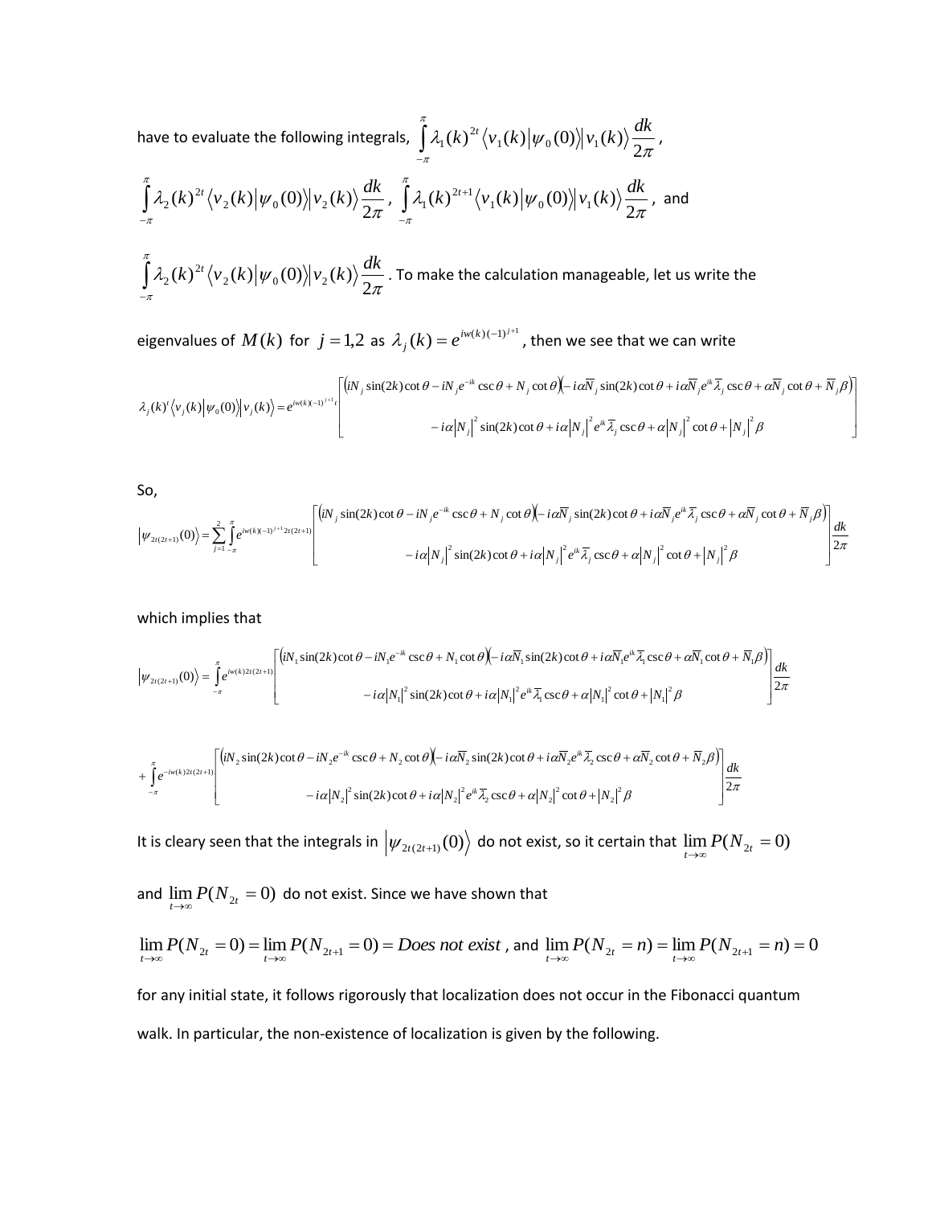have to evaluate the following integrals, $\int_{-\pi}^{\pi} \lambda_1(k)^{2t} \langle v_1(k) | \psi_0(0) \rangle | v_1(k) \rangle \frac{dk}{2\pi}$,

$\int_{-\pi}^{\pi} \lambda_2(k)^{2t} \langle v_2(k) | \psi_0(0) \rangle | v_2(k) \rangle \frac{dk}{2\pi}$, $\int_{-\pi}^{\pi} \lambda_1(k)^{2t+1} \langle v_1(k) | \psi_0(0) \rangle | v_1(k) \rangle \frac{dk}{2\pi}$, and

$\int_{-\pi}^{\pi} \lambda_2(k)^{2t} \langle v_2(k) | \psi_0(0) \rangle | v_2(k) \rangle \frac{dk}{2\pi}$. To make the calculation manageable, let us write the

eigenvalues of $M(k)$ for $j = 1,2$ as $\lambda_j(k) = e^{iw(k)(-1)^{j+1}}$, then we see that we can write

$$\lambda_j(k)^t \langle v_j(k) | \psi_0(0) \rangle | v_j(k) \rangle = e^{iw(k)(-1)^{j+1}t} \begin{bmatrix} \left(iN_j \sin(2k)\cot\theta - iN_j e^{-ik}\csc\theta + N_j \cot\theta\right)\left(-i\alpha \overline{N}_j \sin(2k)\cot\theta + i\alpha \overline{N}_j e^{ik}\overline{\lambda}_j \csc\theta + \alpha \overline{N}_j \cot\theta + \overline{N}_j \beta\right) \\ -i\alpha |N_j|^2 \sin(2k)\cot\theta + i\alpha |N_j|^2 e^{ik}\overline{\lambda}_j \csc\theta + \alpha |N_j|^2 \cot\theta + |N_j|^2 \beta \end{bmatrix}$$

So,

$$|\psi_{2t(2t+1)}(0)\rangle = \sum_{j=1}^{2} \int_{-\pi}^{\pi} e^{iw(k)(-1)^{j+1}2t(2t+1)} \begin{bmatrix} \left(iN_j \sin(2k)\cot\theta - iN_j e^{-ik}\csc\theta + N_j \cot\theta\right)\left(-i\alpha \overline{N}_j \sin(2k)\cot\theta + i\alpha \overline{N}_j e^{ik}\overline{\lambda}_j \csc\theta + \alpha \overline{N}_j \cot\theta + \overline{N}_j \beta\right) \\ -i\alpha |N_j|^2 \sin(2k)\cot\theta + i\alpha |N_j|^2 e^{ik}\overline{\lambda}_j \csc\theta + \alpha |N_j|^2 \cot\theta + |N_j|^2 \beta \end{bmatrix} \frac{dk}{2\pi}$$

which implies that

$$|\psi_{2t(2t+1)}(0)\rangle = \int_{-\pi}^{\pi} e^{iw(k)2t(2t+1)} \begin{bmatrix} \left(iN_1 \sin(2k)\cot\theta - iN_1 e^{-ik}\csc\theta + N_1 \cot\theta\right)\left(-i\alpha \overline{N}_1 \sin(2k)\cot\theta + i\alpha \overline{N}_1 e^{ik}\overline{\lambda}_1 \csc\theta + \alpha \overline{N}_1 \cot\theta + \overline{N}_1 \beta\right) \\ -i\alpha |N_1|^2 \sin(2k)\cot\theta + i\alpha |N_1|^2 e^{ik}\overline{\lambda}_1 \csc\theta + \alpha |N_1|^2 \cot\theta + |N_1|^2 \beta \end{bmatrix} \frac{dk}{2\pi}$$

$$+ \int_{-\pi}^{\pi} e^{-iw(k)2t(2t+1)} \begin{bmatrix} \left(iN_2 \sin(2k)\cot\theta - iN_2 e^{-ik}\csc\theta + N_2 \cot\theta\right)\left(-i\alpha \overline{N}_2 \sin(2k)\cot\theta + i\alpha \overline{N}_2 e^{ik}\overline{\lambda}_2 \csc\theta + \alpha \overline{N}_2 \cot\theta + \overline{N}_2 \beta\right) \\ -i\alpha |N_2|^2 \sin(2k)\cot\theta + i\alpha |N_2|^2 e^{ik}\overline{\lambda}_2 \csc\theta + \alpha |N_2|^2 \cot\theta + |N_2|^2 \beta \end{bmatrix} \frac{dk}{2\pi}$$

It is cleary seen that the integrals in $|\psi_{2t(2t+1)}(0)\rangle$ do not exist, so it certain that $\lim_{t\to\infty} P(N_{2t} = 0)$

and $\lim_{t\to\infty} P(N_{2t} = 0)$ do not exist. Since we have shown that

$\lim_{t\to\infty} P(N_{2t} = 0) = \lim_{t\to\infty} P(N_{2t+1} = 0) = \textit{Does not exist}$, and $\lim_{t\to\infty} P(N_{2t} = n) = \lim_{t\to\infty} P(N_{2t+1} = n) = 0$

for any initial state, it follows rigorously that localization does not occur in the Fibonacci quantum walk. In particular, the non-existence of localization is given by the following.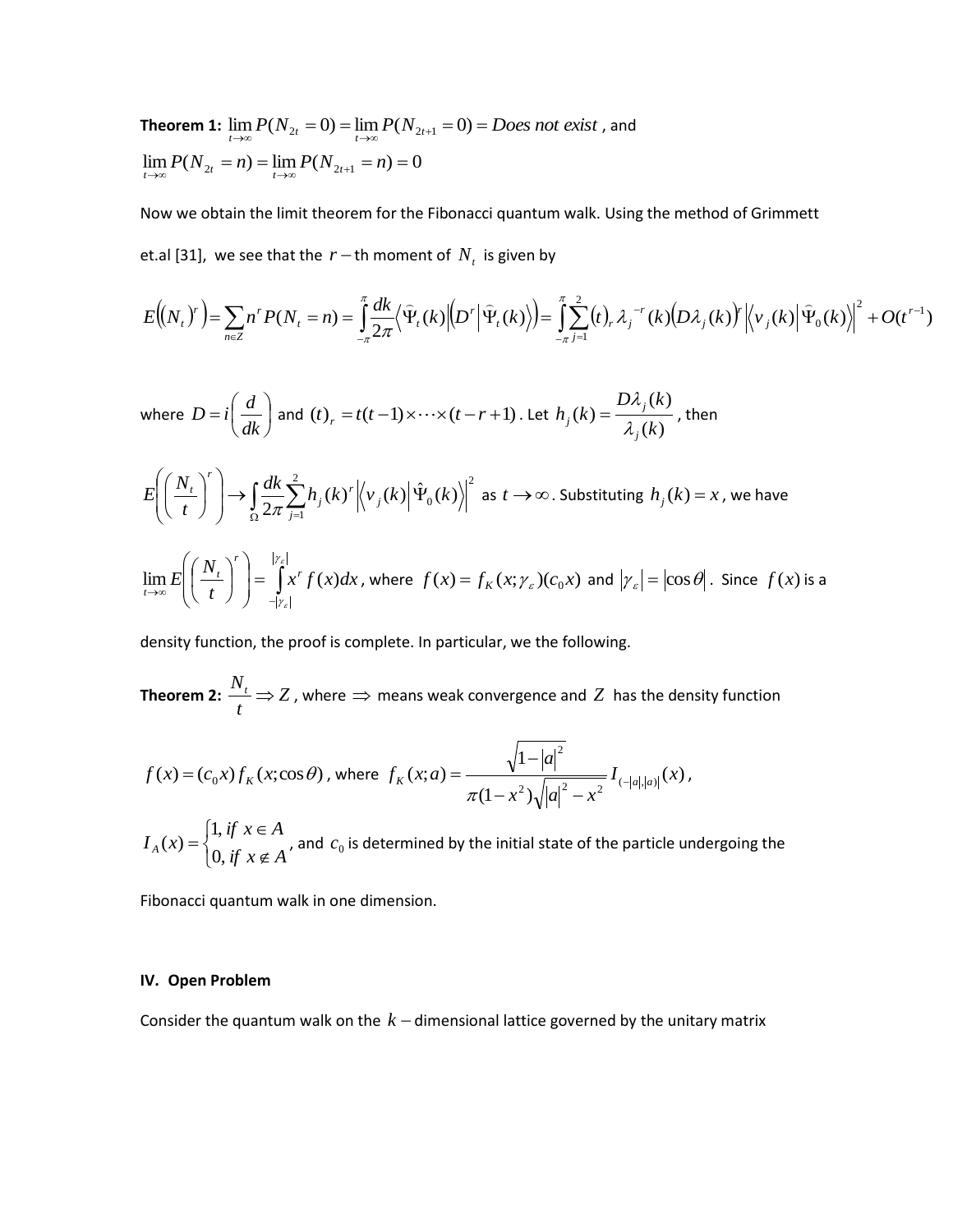**Theorem 1:** $\lim_{t\to\infty} P(N_{2t}=0) = \lim_{t\to\infty} P(N_{2t+1}=0) = \textit{Does not exist}$, and $\lim_{t\to\infty} P(N_{2t}=n) = \lim_{t\to\infty} P(N_{2t+1}=n) = 0$

Now we obtain the limit theorem for the Fibonacci quantum walk. Using the method of Grimmett et.al [31], we see that the $r-$th moment of $N_t$ is given by

$$E\left((N_t)^r\right) = \sum_{n\in Z} n^r P(N_t = n) = \int_{-\pi}^{\pi} \frac{dk}{2\pi} \left\langle \widehat{\Psi}_t(k) \middle| D^r \middle| \widehat{\Psi}_t(k) \right\rangle = \int_{-\pi}^{\pi} \sum_{j=1}^{2} (t)_r \, \lambda_j^{-r}(k) \left(D\lambda_j(k)\right)^r \left| \left\langle v_j(k) \middle| \widehat{\Psi}_0(k) \right\rangle \right|^2 + O(t^{r-1})$$

where $D = i\left(\frac{d}{dk}\right)$ and $(t)_r = t(t-1)\times\cdots\times(t-r+1)$. Let $h_j(k) = \frac{D\lambda_j(k)}{\lambda_j(k)}$, then

$E\left(\left(\frac{N_t}{t}\right)^r\right) \to \int_{\Omega} \frac{dk}{2\pi} \sum_{j=1}^{2} h_j(k)^r \left| \left\langle v_j(k) \middle| \hat{\Psi}_0(k) \right\rangle \right|^2$ as $t\to\infty$. Substituting $h_j(k) = x$, we have

$\lim_{t\to\infty} E\left(\left(\frac{N_t}{t}\right)^r\right) = \int_{-|\gamma_\varepsilon|}^{|\gamma_\varepsilon|} x^r f(x)dx$, where $f(x) = f_K(x;\gamma_\varepsilon)(c_0 x)$ and $|\gamma_\varepsilon| = |\cos\theta|$. Since $f(x)$ is a density function, the proof is complete. In particular, we the following.

**Theorem 2:** $\frac{N_t}{t} \Rightarrow Z$, where $\Rightarrow$ means weak convergence and $Z$ has the density function

$f(x) = (c_0 x) f_K(x;\cos\theta)$, where $f_K(x;a) = \frac{\sqrt{1-|a|^2}}{\pi(1-x^2)\sqrt{|a|^2 - x^2}} I_{(-|a|,|a|)}(x)$,

$I_A(x) = \begin{cases} 1, & \text{if } x \in A \\ 0, & \text{if } x \notin A \end{cases}$, and $c_0$ is determined by the initial state of the particle undergoing the Fibonacci quantum walk in one dimension.

### IV. Open Problem

Consider the quantum walk on the $k-$dimensional lattice governed by the unitary matrix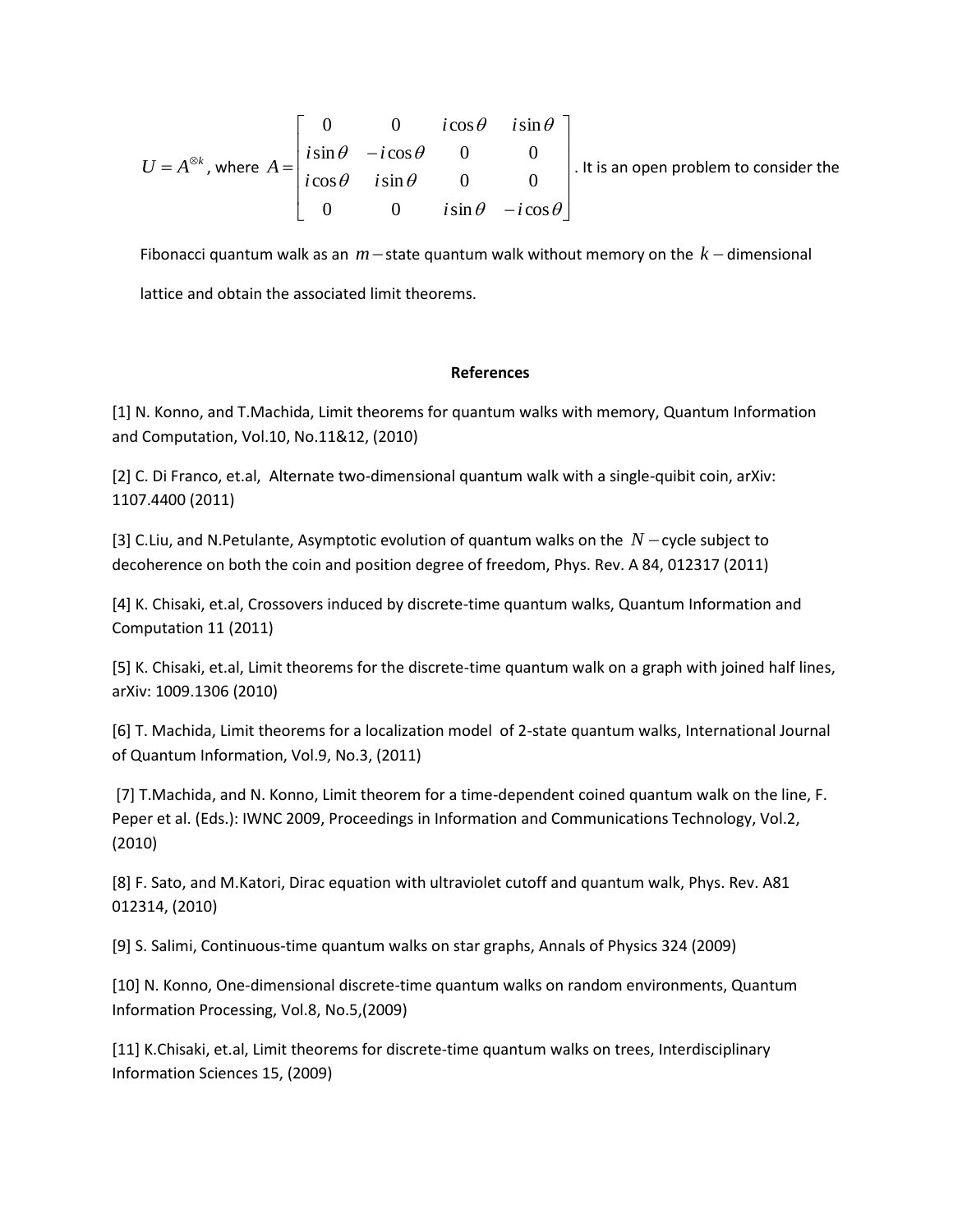$U = A^{\otimes k}$, where $A = \begin{bmatrix} 0 & 0 & i\cos\theta & i\sin\theta \\ i\sin\theta & -i\cos\theta & 0 & 0 \\ i\cos\theta & i\sin\theta & 0 & 0 \\ 0 & 0 & i\sin\theta & -i\cos\theta \end{bmatrix}$. It is an open problem to consider the Fibonacci quantum walk as an $m-$state quantum walk without memory on the $k-$dimensional lattice and obtain the associated limit theorems.

## References

[1] N. Konno, and T.Machida, Limit theorems for quantum walks with memory, Quantum Information and Computation, Vol.10, No.11&12, (2010)

[2] C. Di Franco, et.al, Alternate two-dimensional quantum walk with a single-quibit coin, arXiv: 1107.4400 (2011)

[3] C.Liu, and N.Petulante, Asymptotic evolution of quantum walks on the $N-$cycle subject to decoherence on both the coin and position degree of freedom, Phys. Rev. A 84, 012317 (2011)

[4] K. Chisaki, et.al, Crossovers induced by discrete-time quantum walks, Quantum Information and Computation 11 (2011)

[5] K. Chisaki, et.al, Limit theorems for the discrete-time quantum walk on a graph with joined half lines, arXiv: 1009.1306 (2010)

[6] T. Machida, Limit theorems for a localization model of 2-state quantum walks, International Journal of Quantum Information, Vol.9, No.3, (2011)

[7] T.Machida, and N. Konno, Limit theorem for a time-dependent coined quantum walk on the line, F. Peper et al. (Eds.): IWNC 2009, Proceedings in Information and Communications Technology, Vol.2, (2010)

[8] F. Sato, and M.Katori, Dirac equation with ultraviolet cutoff and quantum walk, Phys. Rev. A81 012314, (2010)

[9] S. Salimi, Continuous-time quantum walks on star graphs, Annals of Physics 324 (2009)

[10] N. Konno, One-dimensional discrete-time quantum walks on random environments, Quantum Information Processing, Vol.8, No.5,(2009)

[11] K.Chisaki, et.al, Limit theorems for discrete-time quantum walks on trees, Interdisciplinary Information Sciences 15, (2009)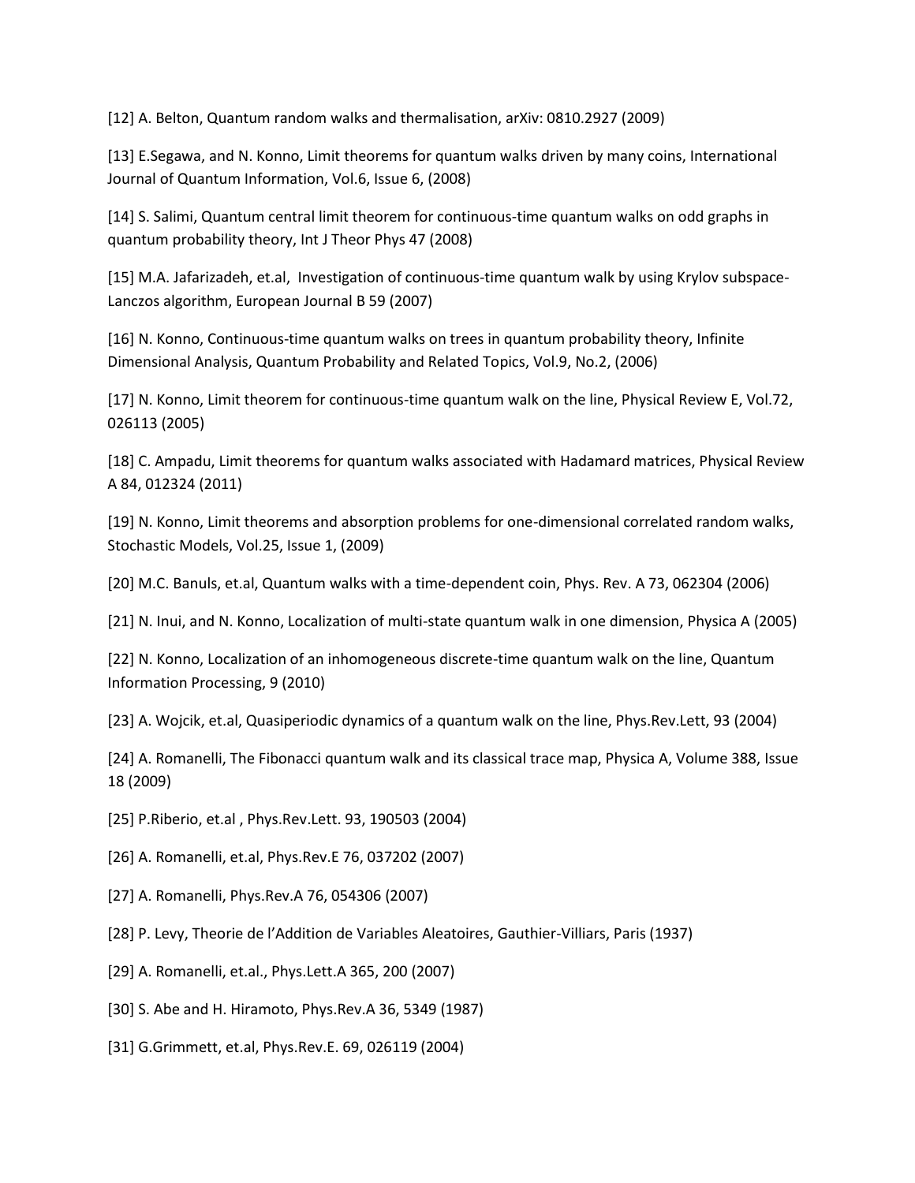[12] A. Belton, Quantum random walks and thermalisation, arXiv: 0810.2927 (2009)

[13] E.Segawa, and N. Konno, Limit theorems for quantum walks driven by many coins, International Journal of Quantum Information, Vol.6, Issue 6, (2008)

[14] S. Salimi, Quantum central limit theorem for continuous-time quantum walks on odd graphs in quantum probability theory, Int J Theor Phys 47 (2008)

[15] M.A. Jafarizadeh, et.al, Investigation of continuous-time quantum walk by using Krylov subspace-Lanczos algorithm, European Journal B 59 (2007)

[16] N. Konno, Continuous-time quantum walks on trees in quantum probability theory, Infinite Dimensional Analysis, Quantum Probability and Related Topics, Vol.9, No.2, (2006)

[17] N. Konno, Limit theorem for continuous-time quantum walk on the line, Physical Review E, Vol.72, 026113 (2005)

[18] C. Ampadu, Limit theorems for quantum walks associated with Hadamard matrices, Physical Review A 84, 012324 (2011)

[19] N. Konno, Limit theorems and absorption problems for one-dimensional correlated random walks, Stochastic Models, Vol.25, Issue 1, (2009)

[20] M.C. Banuls, et.al, Quantum walks with a time-dependent coin, Phys. Rev. A 73, 062304 (2006)

[21] N. Inui, and N. Konno, Localization of multi-state quantum walk in one dimension, Physica A (2005)

[22] N. Konno, Localization of an inhomogeneous discrete-time quantum walk on the line, Quantum Information Processing, 9 (2010)

[23] A. Wojcik, et.al, Quasiperiodic dynamics of a quantum walk on the line, Phys.Rev.Lett, 93 (2004)

[24] A. Romanelli, The Fibonacci quantum walk and its classical trace map, Physica A, Volume 388, Issue 18 (2009)

[25] P.Riberio, et.al , Phys.Rev.Lett. 93, 190503 (2004)

[26] A. Romanelli, et.al, Phys.Rev.E 76, 037202 (2007)

[27] A. Romanelli, Phys.Rev.A 76, 054306 (2007)

[28] P. Levy, Theorie de l'Addition de Variables Aleatoires, Gauthier-Villiars, Paris (1937)

[29] A. Romanelli, et.al., Phys.Lett.A 365, 200 (2007)

[30] S. Abe and H. Hiramoto, Phys.Rev.A 36, 5349 (1987)

[31] G.Grimmett, et.al, Phys.Rev.E. 69, 026119 (2004)